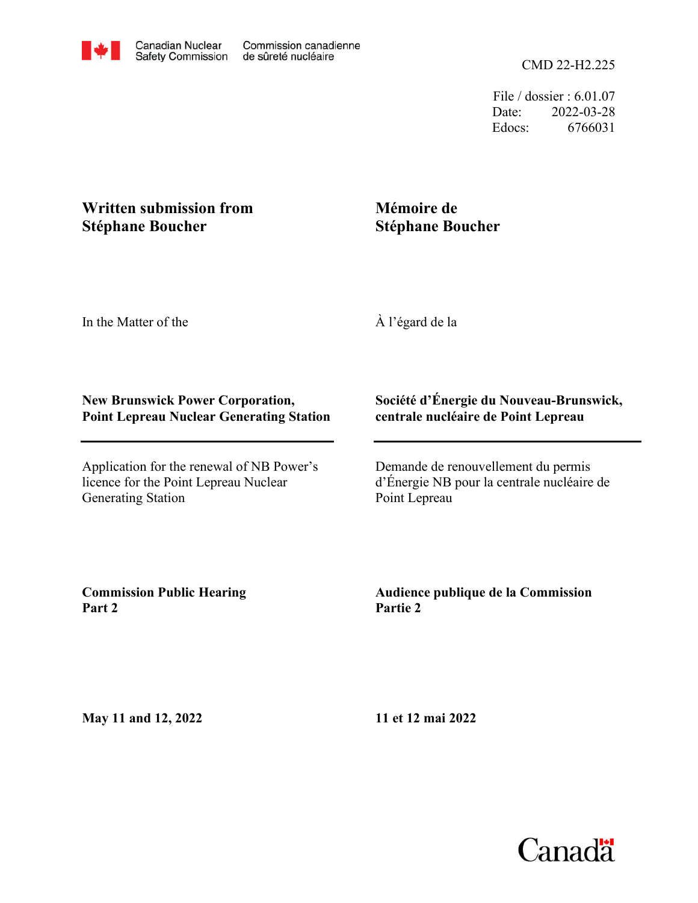Canadian Nuclear Safety Commission / Commission canadienne de sûreté nucléaire

CMD 22-H2.225

File / dossier : 6.01.07
Date: 2022-03-28
Edocs: 6766031

**Written submission from Stéphane Boucher**

**Mémoire de Stéphane Boucher**

In the Matter of the

À l'égard de la

**New Brunswick Power Corporation, Point Lepreau Nuclear Generating Station**

**Société d'Énergie du Nouveau-Brunswick, centrale nucléaire de Point Lepreau**

Application for the renewal of NB Power's licence for the Point Lepreau Nuclear Generating Station

Demande de renouvellement du permis d'Énergie NB pour la centrale nucléaire de Point Lepreau

**Commission Public Hearing Part 2**

**Audience publique de la Commission Partie 2**

**May 11 and 12, 2022**

**11 et 12 mai 2022**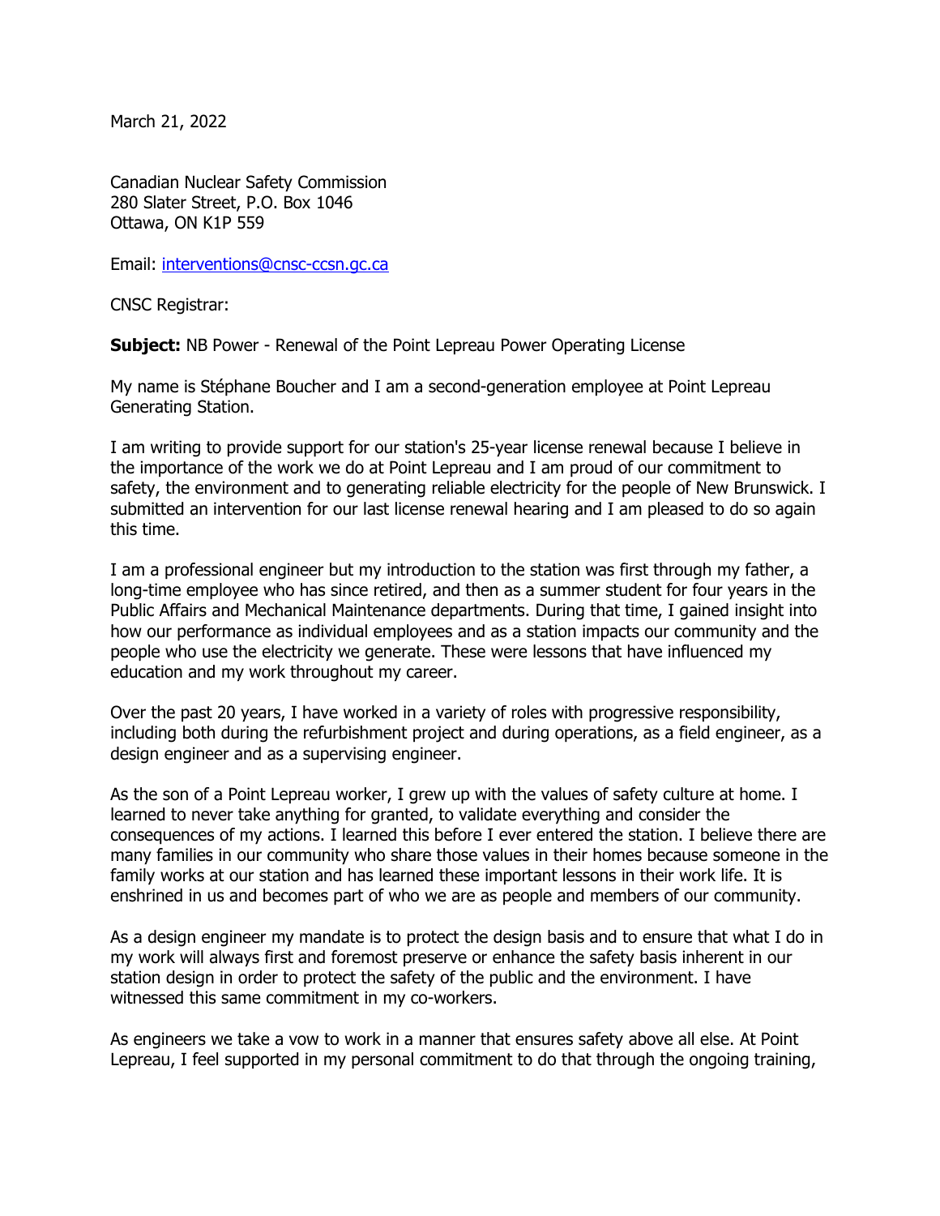March 21, 2022

Canadian Nuclear Safety Commission
280 Slater Street, P.O. Box 1046
Ottawa, ON K1P 5S9

Email: interventions@cnsc-ccsn.gc.ca

CNSC Registrar:

**Subject:** NB Power - Renewal of the Point Lepreau Power Operating License

My name is Stéphane Boucher and I am a second-generation employee at Point Lepreau Generating Station.

I am writing to provide support for our station's 25-year license renewal because I believe in the importance of the work we do at Point Lepreau and I am proud of our commitment to safety, the environment and to generating reliable electricity for the people of New Brunswick. I submitted an intervention for our last license renewal hearing and I am pleased to do so again this time.

I am a professional engineer but my introduction to the station was first through my father, a long-time employee who has since retired, and then as a summer student for four years in the Public Affairs and Mechanical Maintenance departments. During that time, I gained insight into how our performance as individual employees and as a station impacts our community and the people who use the electricity we generate. These were lessons that have influenced my education and my work throughout my career.

Over the past 20 years, I have worked in a variety of roles with progressive responsibility, including both during the refurbishment project and during operations, as a field engineer, as a design engineer and as a supervising engineer.

As the son of a Point Lepreau worker, I grew up with the values of safety culture at home. I learned to never take anything for granted, to validate everything and consider the consequences of my actions. I learned this before I ever entered the station. I believe there are many families in our community who share those values in their homes because someone in the family works at our station and has learned these important lessons in their work life. It is enshrined in us and becomes part of who we are as people and members of our community.

As a design engineer my mandate is to protect the design basis and to ensure that what I do in my work will always first and foremost preserve or enhance the safety basis inherent in our station design in order to protect the safety of the public and the environment. I have witnessed this same commitment in my co-workers.

As engineers we take a vow to work in a manner that ensures safety above all else. At Point Lepreau, I feel supported in my personal commitment to do that through the ongoing training,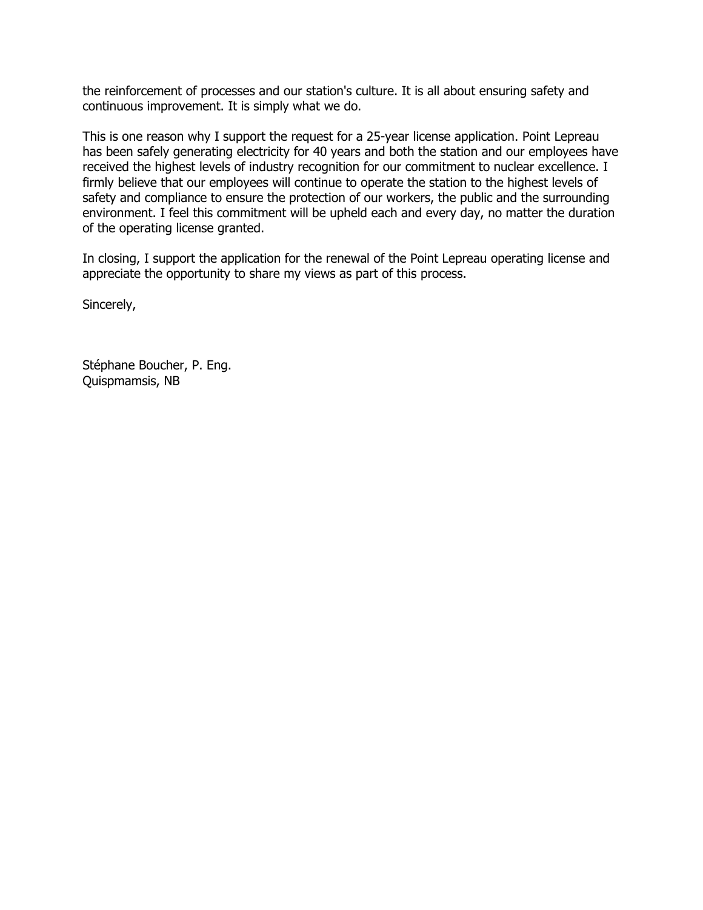the reinforcement of processes and our station's culture. It is all about ensuring safety and continuous improvement. It is simply what we do.

This is one reason why I support the request for a 25-year license application. Point Lepreau has been safely generating electricity for 40 years and both the station and our employees have received the highest levels of industry recognition for our commitment to nuclear excellence. I firmly believe that our employees will continue to operate the station to the highest levels of safety and compliance to ensure the protection of our workers, the public and the surrounding environment. I feel this commitment will be upheld each and every day, no matter the duration of the operating license granted.

In closing, I support the application for the renewal of the Point Lepreau operating license and appreciate the opportunity to share my views as part of this process.

Sincerely,

Stéphane Boucher, P. Eng.
Quispmamsis, NB